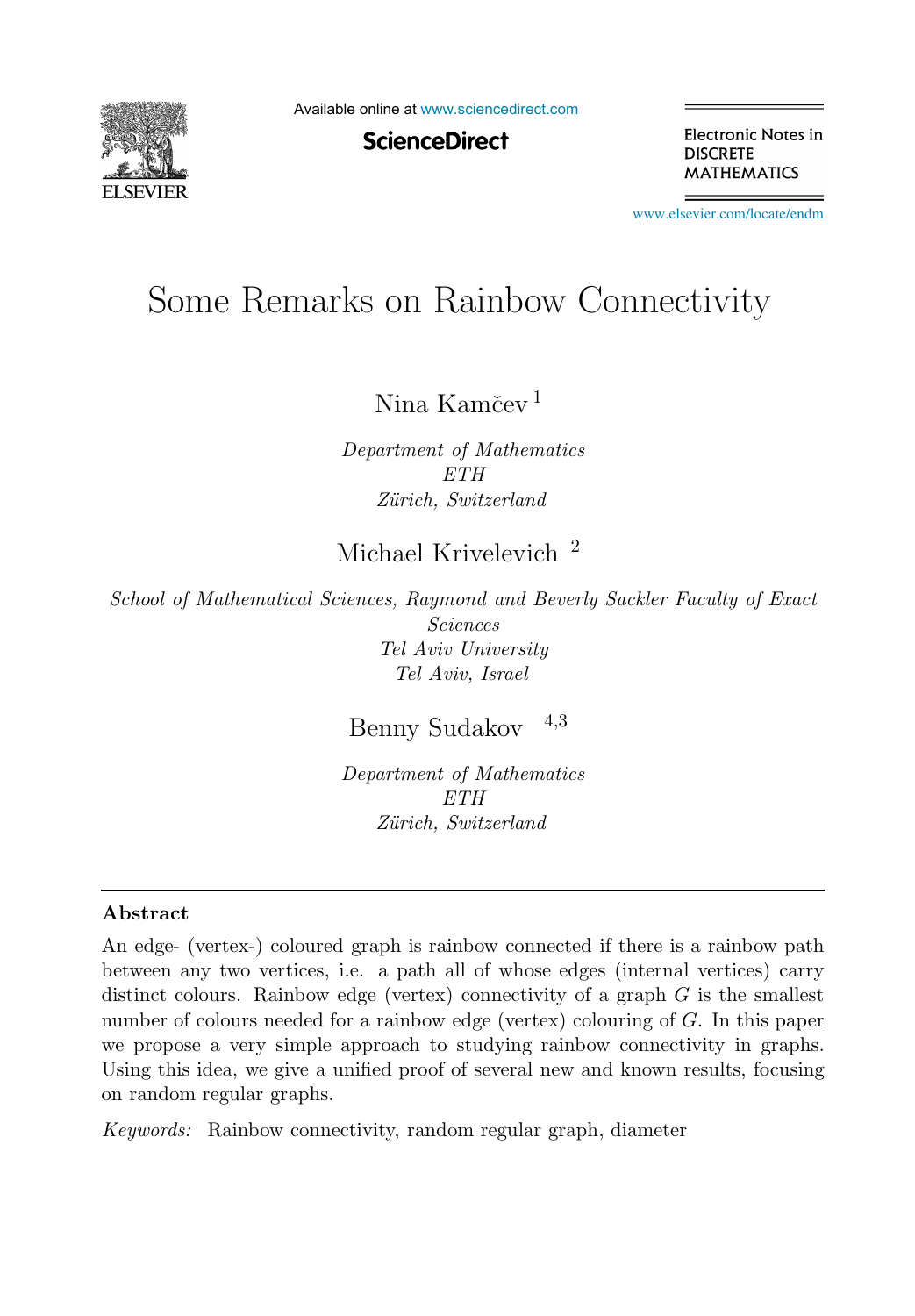# Some Remarks on Rainbow Connectivity

Nina Kamčev [1]

*Department of Mathematics*
*ETH*
*Zürich, Switzerland*

Michael Krivelevich [2]

*School of Mathematical Sciences, Raymond and Beverly Sackler Faculty of Exact Sciences*
*Tel Aviv University*
*Tel Aviv, Israel*

Benny Sudakov [4,3]

*Department of Mathematics*
*ETH*
*Zürich, Switzerland*

---

## Abstract

An edge- (vertex-) coloured graph is rainbow connected if there is a rainbow path between any two vertices, i.e. a path all of whose edges (internal vertices) carry distinct colours. Rainbow edge (vertex) connectivity of a graph $G$ is the smallest number of colours needed for a rainbow edge (vertex) colouring of $G$. In this paper we propose a very simple approach to studying rainbow connectivity in graphs. Using this idea, we give a unified proof of several new and known results, focusing on random regular graphs.

*Keywords:* Rainbow connectivity, random regular graph, diameter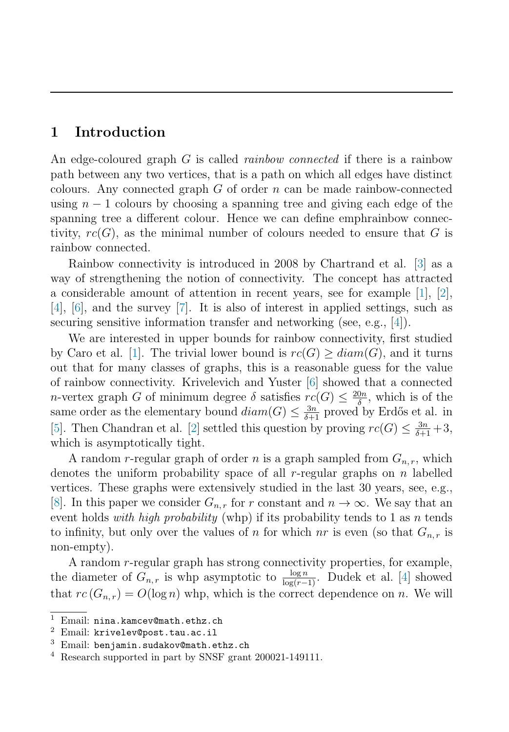## 1 Introduction

An edge-coloured graph $G$ is called *rainbow connected* if there is a rainbow path between any two vertices, that is a path on which all edges have distinct colours. Any connected graph $G$ of order $n$ can be made rainbow-connected using $n-1$ colours by choosing a spanning tree and giving each edge of the spanning tree a different colour. Hence we can define emphrainbow connectivity, $rc(G)$, as the minimal number of colours needed to ensure that $G$ is rainbow connected.

Rainbow connectivity is introduced in 2008 by Chartrand et al. [3] as a way of strengthening the notion of connectivity. The concept has attracted a considerable amount of attention in recent years, see for example [1], [2], [4], [6], and the survey [7]. It is also of interest in applied settings, such as securing sensitive information transfer and networking (see, e.g., [4]).

We are interested in upper bounds for rainbow connectivity, first studied by Caro et al. [1]. The trivial lower bound is $rc(G) \geq diam(G)$, and it turns out that for many classes of graphs, this is a reasonable guess for the value of rainbow connectivity. Krivelevich and Yuster [6] showed that a connected $n$-vertex graph $G$ of minimum degree $\delta$ satisfies $rc(G) \leq \frac{20n}{\delta}$, which is of the same order as the elementary bound $diam(G) \leq \frac{3n}{\delta+1}$ proved by Erdős et al. in [5]. Then Chandran et al. [2] settled this question by proving $rc(G) \leq \frac{3n}{\delta+1}+3$, which is asymptotically tight.

A random $r$-regular graph of order $n$ is a graph sampled from $G_{n,r}$, which denotes the uniform probability space of all $r$-regular graphs on $n$ labelled vertices. These graphs were extensively studied in the last 30 years, see, e.g., [8]. In this paper we consider $G_{n,r}$ for $r$ constant and $n \to \infty$. We say that an event holds *with high probability* (whp) if its probability tends to 1 as $n$ tends to infinity, but only over the values of $n$ for which $nr$ is even (so that $G_{n,r}$ is non-empty).

A random $r$-regular graph has strong connectivity properties, for example, the diameter of $G_{n,r}$ is whp asymptotic to $\frac{\log n}{\log(r-1)}$. Dudek et al. [4] showed that $rc(G_{n,r}) = O(\log n)$ whp, which is the correct dependence on $n$. We will

[1] Email: nina.kamcev@math.ethz.ch

[2] Email: krivelev@post.tau.ac.il

[3] Email: benjamin.sudakov@math.ethz.ch

[4] Research supported in part by SNSF grant 200021-149111.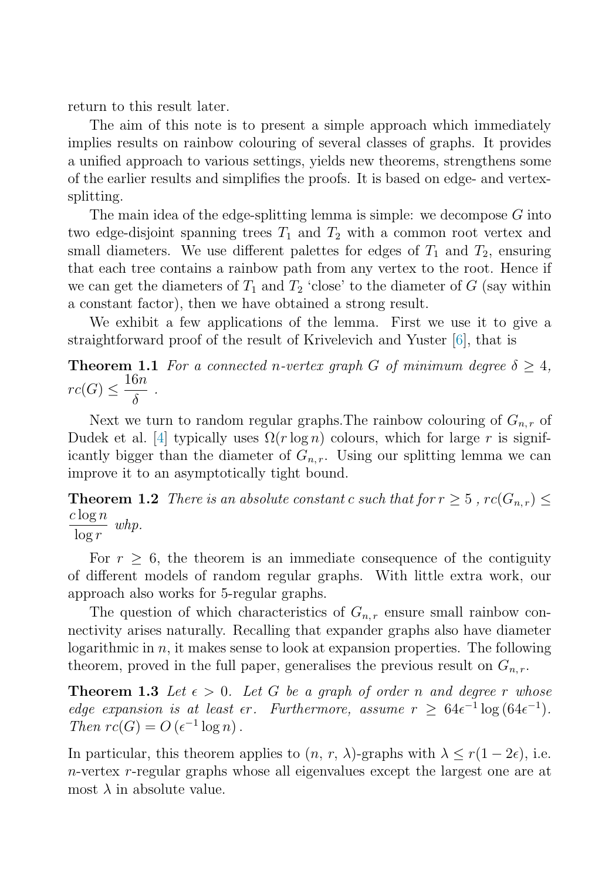return to this result later.

The aim of this note is to present a simple approach which immediately implies results on rainbow colouring of several classes of graphs. It provides a unified approach to various settings, yields new theorems, strengthens some of the earlier results and simplifies the proofs. It is based on edge- and vertex-splitting.

The main idea of the edge-splitting lemma is simple: we decompose $G$ into two edge-disjoint spanning trees $T_1$ and $T_2$ with a common root vertex and small diameters. We use different palettes for edges of $T_1$ and $T_2$, ensuring that each tree contains a rainbow path from any vertex to the root. Hence if we can get the diameters of $T_1$ and $T_2$ 'close' to the diameter of $G$ (say within a constant factor), then we have obtained a strong result.

We exhibit a few applications of the lemma. First we use it to give a straightforward proof of the result of Krivelevich and Yuster [6], that is

**Theorem 1.1** *For a connected $n$-vertex graph $G$ of minimum degree $\delta \geq 4$, $rc(G) \leq \dfrac{16n}{\delta}$ .*

Next we turn to random regular graphs.The rainbow colouring of $G_{n,r}$ of Dudek et al. [4] typically uses $\Omega(r \log n)$ colours, which for large $r$ is significantly bigger than the diameter of $G_{n,r}$. Using our splitting lemma we can improve it to an asymptotically tight bound.

**Theorem 1.2** *There is an absolute constant $c$ such that for $r \geq 5$ , $rc(G_{n,r}) \leq \dfrac{c \log n}{\log r}$ whp.*

For $r \geq 6$, the theorem is an immediate consequence of the contiguity of different models of random regular graphs. With little extra work, our approach also works for 5-regular graphs.

The question of which characteristics of $G_{n,r}$ ensure small rainbow connectivity arises naturally. Recalling that expander graphs also have diameter logarithmic in $n$, it makes sense to look at expansion properties. The following theorem, proved in the full paper, generalises the previous result on $G_{n,r}$.

**Theorem 1.3** *Let $\epsilon > 0$. Let $G$ be a graph of order $n$ and degree $r$ whose edge expansion is at least $\epsilon r$. Furthermore, assume $r \geq 64\epsilon^{-1} \log(64\epsilon^{-1})$. Then $rc(G) = O(\epsilon^{-1} \log n)$.*

In particular, this theorem applies to $(n, r, \lambda)$-graphs with $\lambda \leq r(1 - 2\epsilon)$, i.e. $n$-vertex $r$-regular graphs whose all eigenvalues except the largest one are at most $\lambda$ in absolute value.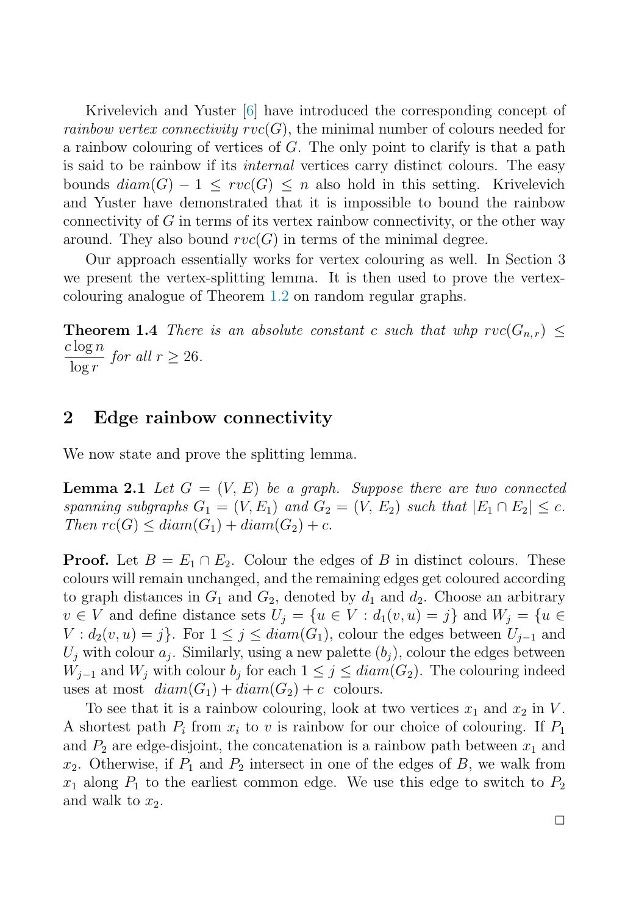Krivelevich and Yuster [6] have introduced the corresponding concept of *rainbow vertex connectivity* $rvc(G)$, the minimal number of colours needed for a rainbow colouring of vertices of $G$. The only point to clarify is that a path is said to be rainbow if its *internal* vertices carry distinct colours. The easy bounds $diam(G) - 1 \leq rvc(G) \leq n$ also hold in this setting. Krivelevich and Yuster have demonstrated that it is impossible to bound the rainbow connectivity of $G$ in terms of its vertex rainbow connectivity, or the other way around. They also bound $rvc(G)$ in terms of the minimal degree.

Our approach essentially works for vertex colouring as well. In Section 3 we present the vertex-splitting lemma. It is then used to prove the vertex-colouring analogue of Theorem 1.2 on random regular graphs.

**Theorem 1.4** *There is an absolute constant $c$ such that whp $rvc(G_{n,r}) \leq \dfrac{c \log n}{\log r}$ for all $r \geq 26$.*

## 2 Edge rainbow connectivity

We now state and prove the splitting lemma.

**Lemma 2.1** *Let $G = (V, E)$ be a graph. Suppose there are two connected spanning subgraphs $G_1 = (V, E_1)$ and $G_2 = (V, E_2)$ such that $|E_1 \cap E_2| \leq c$. Then $rc(G) \leq diam(G_1) + diam(G_2) + c$.*

**Proof.** Let $B = E_1 \cap E_2$. Colour the edges of $B$ in distinct colours. These colours will remain unchanged, and the remaining edges get coloured according to graph distances in $G_1$ and $G_2$, denoted by $d_1$ and $d_2$. Choose an arbitrary $v \in V$ and define distance sets $U_j = \{u \in V : d_1(v, u) = j\}$ and $W_j = \{u \in V : d_2(v, u) = j\}$. For $1 \leq j \leq diam(G_1)$, colour the edges between $U_{j-1}$ and $U_j$ with colour $a_j$. Similarly, using a new palette $(b_j)$, colour the edges between $W_{j-1}$ and $W_j$ with colour $b_j$ for each $1 \leq j \leq diam(G_2)$. The colouring indeed uses at most $diam(G_1) + diam(G_2) + c$ colours.

To see that it is a rainbow colouring, look at two vertices $x_1$ and $x_2$ in $V$. A shortest path $P_i$ from $x_i$ to $v$ is rainbow for our choice of colouring. If $P_1$ and $P_2$ are edge-disjoint, the concatenation is a rainbow path between $x_1$ and $x_2$. Otherwise, if $P_1$ and $P_2$ intersect in one of the edges of $B$, we walk from $x_1$ along $P_1$ to the earliest common edge. We use this edge to switch to $P_2$ and walk to $x_2$.

□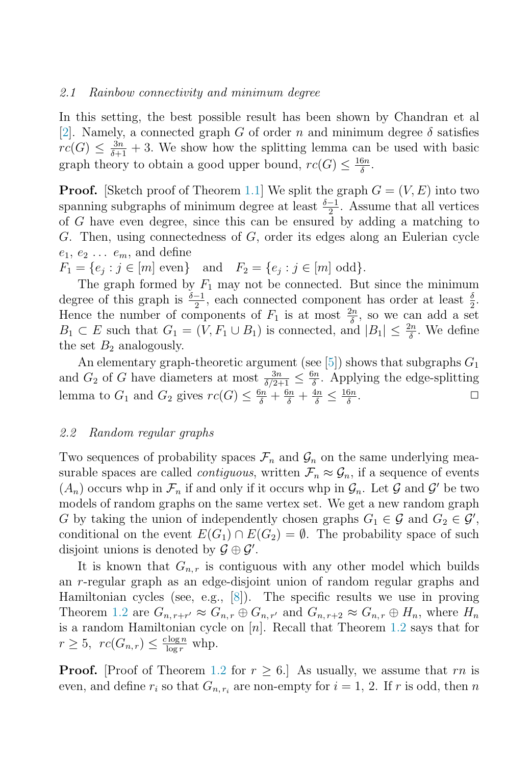## 2.1 *Rainbow connectivity and minimum degree*

In this setting, the best possible result has been shown by Chandran et al [2]. Namely, a connected graph $G$ of order $n$ and minimum degree $\delta$ satisfies $rc(G) \leq \frac{3n}{\delta+1} + 3$. We show how the splitting lemma can be used with basic graph theory to obtain a good upper bound, $rc(G) \leq \frac{16n}{\delta}$.

**Proof.** [Sketch proof of Theorem 1.1] We split the graph $G = (V, E)$ into two spanning subgraphs of minimum degree at least $\frac{\delta-1}{2}$. Assume that all vertices of $G$ have even degree, since this can be ensured by adding a matching to $G$. Then, using connectedness of $G$, order its edges along an Eulerian cycle $e_1, e_2 \ldots e_m$, and define

$F_1 = \{e_j : j \in [m] \text{ even}\}$ and $F_2 = \{e_j : j \in [m] \text{ odd}\}$.

The graph formed by $F_1$ may not be connected. But since the minimum degree of this graph is $\frac{\delta-1}{2}$, each connected component has order at least $\frac{\delta}{2}$. Hence the number of components of $F_1$ is at most $\frac{2n}{\delta}$, so we can add a set $B_1 \subset E$ such that $G_1 = (V, F_1 \cup B_1)$ is connected, and $|B_1| \leq \frac{2n}{\delta}$. We define the set $B_2$ analogously.

An elementary graph-theoretic argument (see [5]) shows that subgraphs $G_1$ and $G_2$ of $G$ have diameters at most $\frac{3n}{\delta/2+1} \leq \frac{6n}{\delta}$. Applying the edge-splitting lemma to $G_1$ and $G_2$ gives $rc(G) \leq \frac{6n}{\delta} + \frac{6n}{\delta} + \frac{4n}{\delta} \leq \frac{16n}{\delta}$. □

## 2.2 *Random regular graphs*

Two sequences of probability spaces $\mathcal{F}_n$ and $\mathcal{G}_n$ on the same underlying measurable spaces are called *contiguous*, written $\mathcal{F}_n \approx \mathcal{G}_n$, if a sequence of events $(A_n)$ occurs whp in $\mathcal{F}_n$ if and only if it occurs whp in $\mathcal{G}_n$. Let $\mathcal{G}$ and $\mathcal{G}'$ be two models of random graphs on the same vertex set. We get a new random graph $G$ by taking the union of independently chosen graphs $G_1 \in \mathcal{G}$ and $G_2 \in \mathcal{G}'$, conditional on the event $E(G_1) \cap E(G_2) = \emptyset$. The probability space of such disjoint unions is denoted by $\mathcal{G} \oplus \mathcal{G}'$.

It is known that $G_{n,r}$ is contiguous with any other model which builds an $r$-regular graph as an edge-disjoint union of random regular graphs and Hamiltonian cycles (see, e.g., [8]). The specific results we use in proving Theorem 1.2 are $G_{n,r+r'} \approx G_{n,r} \oplus G_{n,r'}$ and $G_{n,r+2} \approx G_{n,r} \oplus H_n$, where $H_n$ is a random Hamiltonian cycle on $[n]$. Recall that Theorem 1.2 says that for $r \geq 5$, $rc(G_{n,r}) \leq \frac{c \log n}{\log r}$ whp.

**Proof.** [Proof of Theorem 1.2 for $r \geq 6$.] As usually, we assume that $rn$ is even, and define $r_i$ so that $G_{n,r_i}$ are non-empty for $i = 1, 2$. If $r$ is odd, then $n$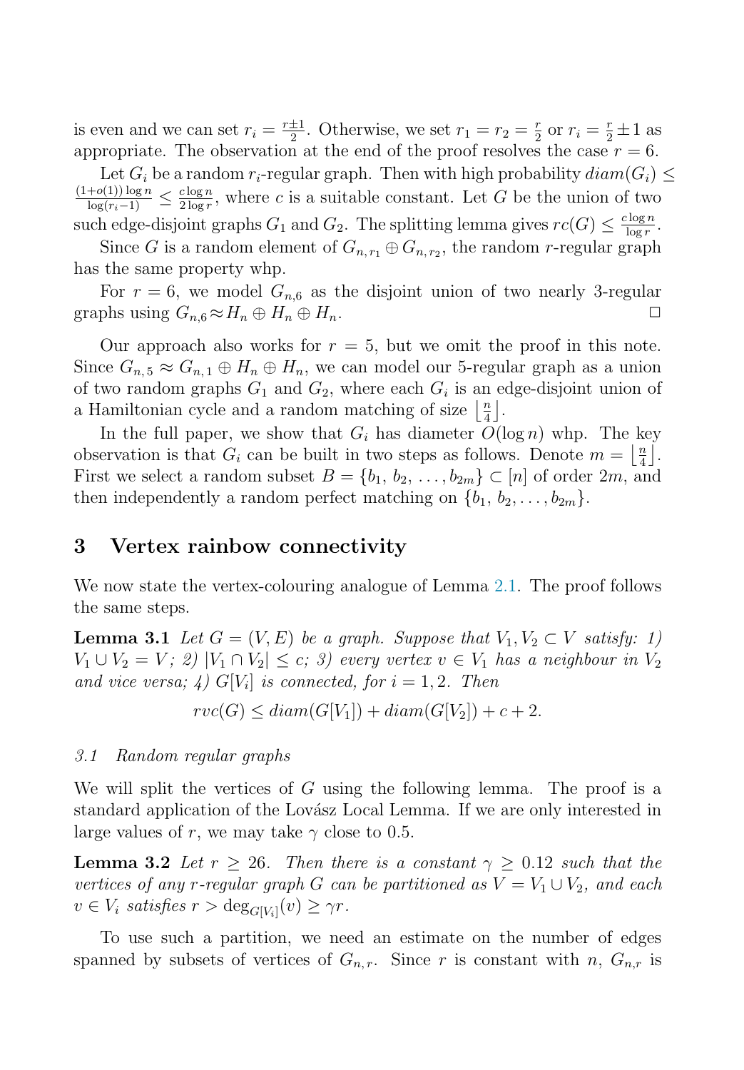is even and we can set $r_i = \frac{r \pm 1}{2}$. Otherwise, we set $r_1 = r_2 = \frac{r}{2}$ or $r_i = \frac{r}{2} \pm 1$ as appropriate. The observation at the end of the proof resolves the case $r = 6$.

Let $G_i$ be a random $r_i$-regular graph. Then with high probability $diam(G_i) \leq \frac{(1+o(1)) \log n}{\log(r_i - 1)} \leq \frac{c \log n}{2 \log r}$, where $c$ is a suitable constant. Let $G$ be the union of two such edge-disjoint graphs $G_1$ and $G_2$. The splitting lemma gives $rc(G) \leq \frac{c \log n}{\log r}$.

Since $G$ is a random element of $G_{n,r_1} \oplus G_{n,r_2}$, the random $r$-regular graph has the same property whp.

For $r = 6$, we model $G_{n,6}$ as the disjoint union of two nearly 3-regular graphs using $G_{n,6} \approx H_n \oplus H_n \oplus H_n$. □

Our approach also works for $r = 5$, but we omit the proof in this note. Since $G_{n,5} \approx G_{n,1} \oplus H_n \oplus H_n$, we can model our 5-regular graph as a union of two random graphs $G_1$ and $G_2$, where each $G_i$ is an edge-disjoint union of a Hamiltonian cycle and a random matching of size $\left\lfloor \frac{n}{4} \right\rfloor$.

In the full paper, we show that $G_i$ has diameter $O(\log n)$ whp. The key observation is that $G_i$ can be built in two steps as follows. Denote $m = \left\lfloor \frac{n}{4} \right\rfloor$. First we select a random subset $B = \{b_1, b_2, \ldots, b_{2m}\} \subset [n]$ of order $2m$, and then independently a random perfect matching on $\{b_1, b_2, \ldots, b_{2m}\}$.

## 3 Vertex rainbow connectivity

We now state the vertex-colouring analogue of Lemma 2.1. The proof follows the same steps.

**Lemma 3.1** *Let $G = (V, E)$ be a graph. Suppose that $V_1, V_2 \subset V$ satisfy: 1) $V_1 \cup V_2 = V$; 2) $|V_1 \cap V_2| \leq c$; 3) every vertex $v \in V_1$ has a neighbour in $V_2$ and vice versa; 4) $G[V_i]$ is connected, for $i = 1, 2$. Then*

$$rvc(G) \leq diam(G[V_1]) + diam(G[V_2]) + c + 2.$$

### 3.1 Random regular graphs

We will split the vertices of $G$ using the following lemma. The proof is a standard application of the Lovász Local Lemma. If we are only interested in large values of $r$, we may take $\gamma$ close to 0.5.

**Lemma 3.2** *Let $r \geq 26$. Then there is a constant $\gamma \geq 0.12$ such that the vertices of any $r$-regular graph $G$ can be partitioned as $V = V_1 \cup V_2$, and each $v \in V_i$ satisfies $r > \deg_{G[V_i]}(v) \geq \gamma r$.*

To use such a partition, we need an estimate on the number of edges spanned by subsets of vertices of $G_{n,r}$. Since $r$ is constant with $n$, $G_{n,r}$ is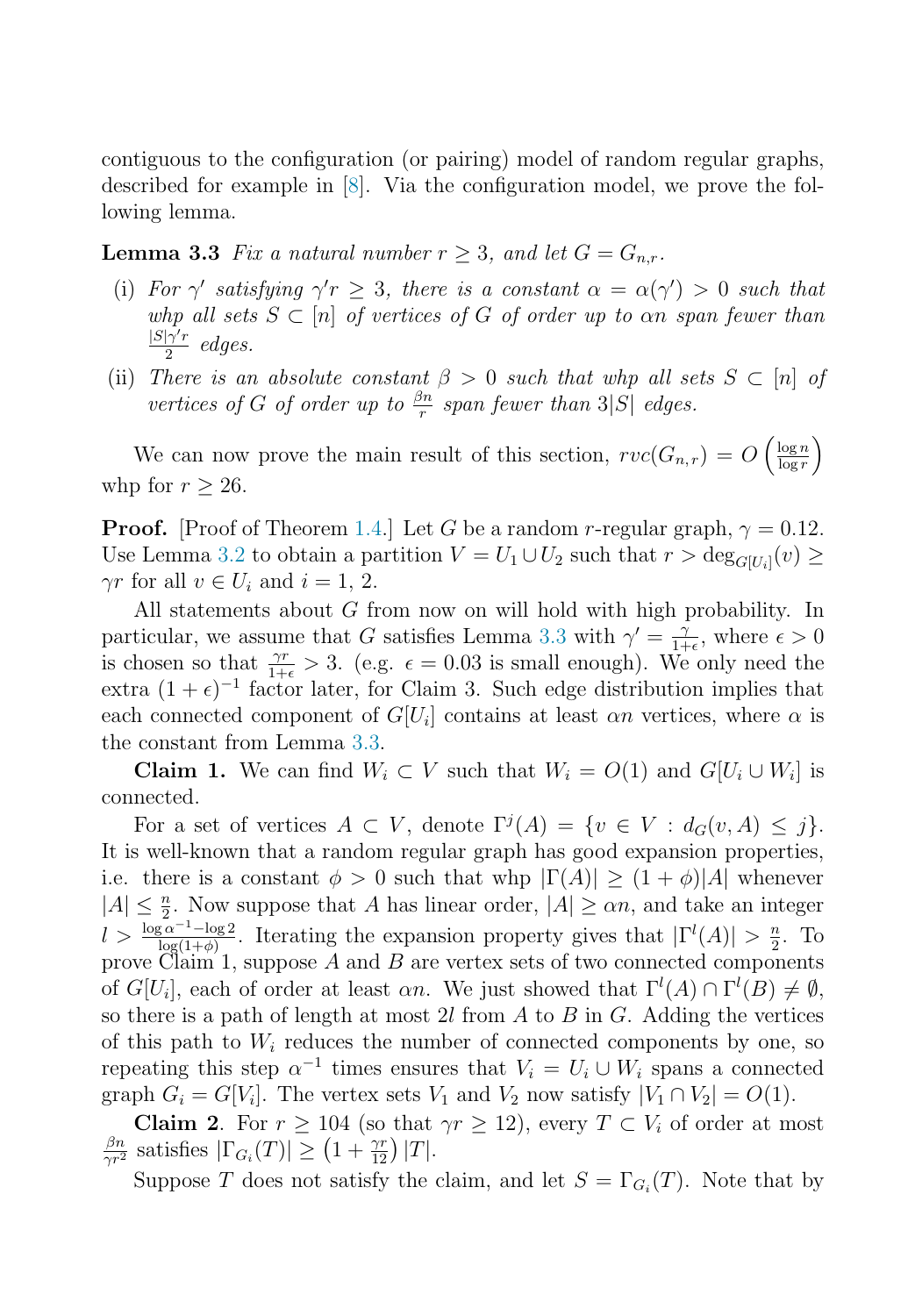contiguous to the configuration (or pairing) model of random regular graphs, described for example in [8]. Via the configuration model, we prove the following lemma.

**Lemma 3.3** *Fix a natural number $r \geq 3$, and let $G = G_{n,r}$.*

- (i) *For $\gamma'$ satisfying $\gamma' r \geq 3$, there is a constant $\alpha = \alpha(\gamma') > 0$ such that whp all sets $S \subset [n]$ of vertices of $G$ of order up to $\alpha n$ span fewer than $\frac{|S|\gamma' r}{2}$ edges.*
- (ii) *There is an absolute constant $\beta > 0$ such that whp all sets $S \subset [n]$ of vertices of $G$ of order up to $\frac{\beta n}{r}$ span fewer than $3|S|$ edges.*

We can now prove the main result of this section, $rvc(G_{n,r}) = O\left(\frac{\log n}{\log r}\right)$ whp for $r \geq 26$.

**Proof.** [Proof of Theorem 1.4.] Let $G$ be a random $r$-regular graph, $\gamma = 0.12$. Use Lemma 3.2 to obtain a partition $V = U_1 \cup U_2$ such that $r > \deg_{G[U_i]}(v) \geq \gamma r$ for all $v \in U_i$ and $i = 1, 2$.

All statements about $G$ from now on will hold with high probability. In particular, we assume that $G$ satisfies Lemma 3.3 with $\gamma' = \frac{\gamma}{1+\epsilon}$, where $\epsilon > 0$ is chosen so that $\frac{\gamma r}{1+\epsilon} > 3$. (e.g. $\epsilon = 0.03$ is small enough). We only need the extra $(1+\epsilon)^{-1}$ factor later, for Claim 3. Such edge distribution implies that each connected component of $G[U_i]$ contains at least $\alpha n$ vertices, where $\alpha$ is the constant from Lemma 3.3.

**Claim 1.** We can find $W_i \subset V$ such that $W_i = O(1)$ and $G[U_i \cup W_i]$ is connected.

For a set of vertices $A \subset V$, denote $\Gamma^j(A) = \{v \in V : d_G(v, A) \leq j\}$. It is well-known that a random regular graph has good expansion properties, i.e. there is a constant $\phi > 0$ such that whp $|\Gamma(A)| \geq (1+\phi)|A|$ whenever $|A| \leq \frac{n}{2}$. Now suppose that $A$ has linear order, $|A| \geq \alpha n$, and take an integer $l > \frac{\log \alpha^{-1} - \log 2}{\log(1+\phi)}$. Iterating the expansion property gives that $|\Gamma^l(A)| > \frac{n}{2}$. To prove Claim 1, suppose $A$ and $B$ are vertex sets of two connected components of $G[U_i]$, each of order at least $\alpha n$. We just showed that $\Gamma^l(A) \cap \Gamma^l(B) \neq \emptyset$, so there is a path of length at most $2l$ from $A$ to $B$ in $G$. Adding the vertices of this path to $W_i$ reduces the number of connected components by one, so repeating this step $\alpha^{-1}$ times ensures that $V_i = U_i \cup W_i$ spans a connected graph $G_i = G[V_i]$. The vertex sets $V_1$ and $V_2$ now satisfy $|V_1 \cap V_2| = O(1)$.

**Claim 2**. For $r \geq 104$ (so that $\gamma r \geq 12$), every $T \subset V_i$ of order at most $\frac{\beta n}{\gamma r^2}$ satisfies $|\Gamma_{G_i}(T)| \geq \left(1 + \frac{\gamma r}{12}\right)|T|$.

Suppose $T$ does not satisfy the claim, and let $S = \Gamma_{G_i}(T)$. Note that by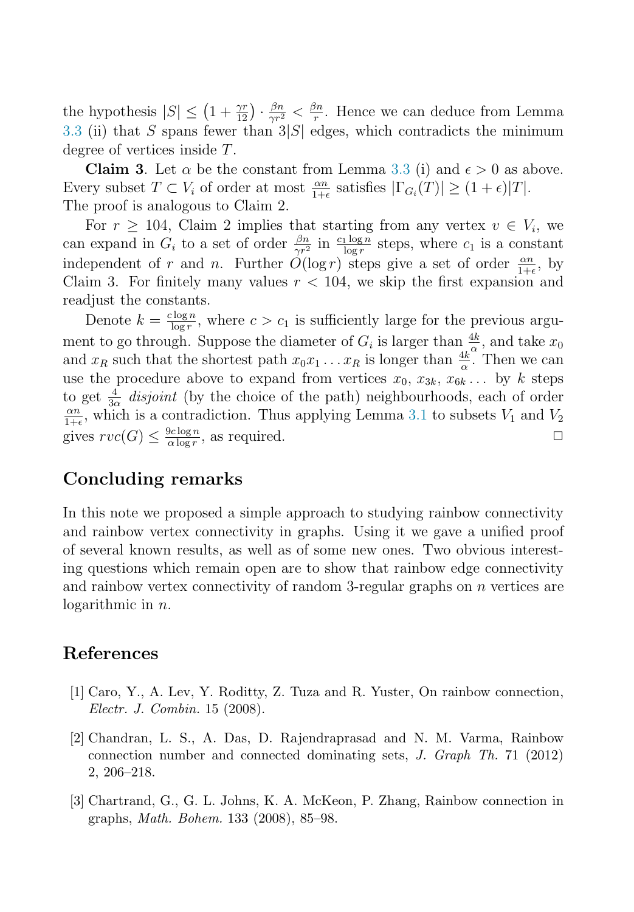the hypothesis $|S| \le \left(1 + \frac{\gamma r}{12}\right) \cdot \frac{\beta n}{\gamma r^2} < \frac{\beta n}{r}$. Hence we can deduce from Lemma 3.3 (ii) that $S$ spans fewer than $3|S|$ edges, which contradicts the minimum degree of vertices inside $T$.

**Claim 3**. Let $\alpha$ be the constant from Lemma 3.3 (i) and $\epsilon > 0$ as above. Every subset $T \subset V_i$ of order at most $\frac{\alpha n}{1+\epsilon}$ satisfies $|\Gamma_{G_i}(T)| \ge (1+\epsilon)|T|$. The proof is analogous to Claim 2.

For $r \ge 104$, Claim 2 implies that starting from any vertex $v \in V_i$, we can expand in $G_i$ to a set of order $\frac{\beta n}{\gamma r^2}$ in $\frac{c_1 \log n}{\log r}$ steps, where $c_1$ is a constant independent of $r$ and $n$. Further $O(\log r)$ steps give a set of order $\frac{\alpha n}{1+\epsilon}$, by Claim 3. For finitely many values $r < 104$, we skip the first expansion and readjust the constants.

Denote $k = \frac{c \log n}{\log r}$, where $c > c_1$ is sufficiently large for the previous argument to go through. Suppose the diameter of $G_i$ is larger than $\frac{4k}{\alpha}$, and take $x_0$ and $x_R$ such that the shortest path $x_0 x_1 \ldots x_R$ is longer than $\frac{4k}{\alpha}$. Then we can use the procedure above to expand from vertices $x_0$, $x_{3k}$, $x_{6k} \ldots$ by $k$ steps to get $\frac{4}{3\alpha}$ *disjoint* (by the choice of the path) neighbourhoods, each of order $\frac{\alpha n}{1+\epsilon}$, which is a contradiction. Thus applying Lemma 3.1 to subsets $V_1$ and $V_2$ gives $rvc(G) \le \frac{9c \log n}{\alpha \log r}$, as required. □

## Concluding remarks

In this note we proposed a simple approach to studying rainbow connectivity and rainbow vertex connectivity in graphs. Using it we gave a unified proof of several known results, as well as of some new ones. Two obvious interesting questions which remain open are to show that rainbow edge connectivity and rainbow vertex connectivity of random 3-regular graphs on $n$ vertices are logarithmic in $n$.

## References

[1] Caro, Y., A. Lev, Y. Roditty, Z. Tuza and R. Yuster, On rainbow connection, *Electr. J. Combin.* 15 (2008).

[2] Chandran, L. S., A. Das, D. Rajendraprasad and N. M. Varma, Rainbow connection number and connected dominating sets, *J. Graph Th.* 71 (2012) 2, 206–218.

[3] Chartrand, G., G. L. Johns, K. A. McKeon, P. Zhang, Rainbow connection in graphs, *Math. Bohem.* 133 (2008), 85–98.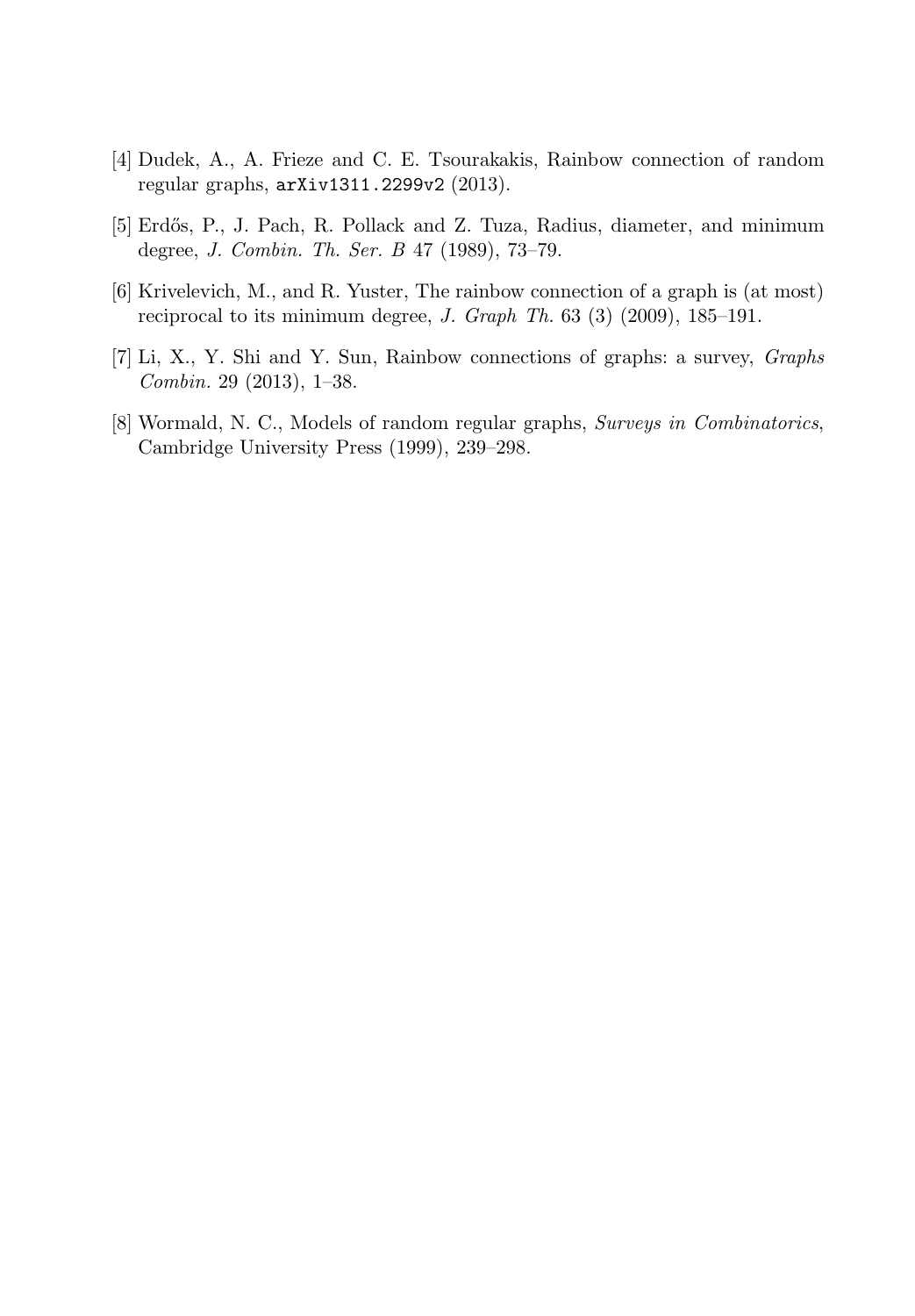[4] Dudek, A., A. Frieze and C. E. Tsourakakis, Rainbow connection of random regular graphs, `arXiv1311.2299v2` (2013).

[5] Erdős, P., J. Pach, R. Pollack and Z. Tuza, Radius, diameter, and minimum degree, *J. Combin. Th. Ser. B* 47 (1989), 73–79.

[6] Krivelevich, M., and R. Yuster, The rainbow connection of a graph is (at most) reciprocal to its minimum degree, *J. Graph Th.* 63 (3) (2009), 185–191.

[7] Li, X., Y. Shi and Y. Sun, Rainbow connections of graphs: a survey, *Graphs Combin.* 29 (2013), 1–38.

[8] Wormald, N. C., Models of random regular graphs, *Surveys in Combinatorics*, Cambridge University Press (1999), 239–298.